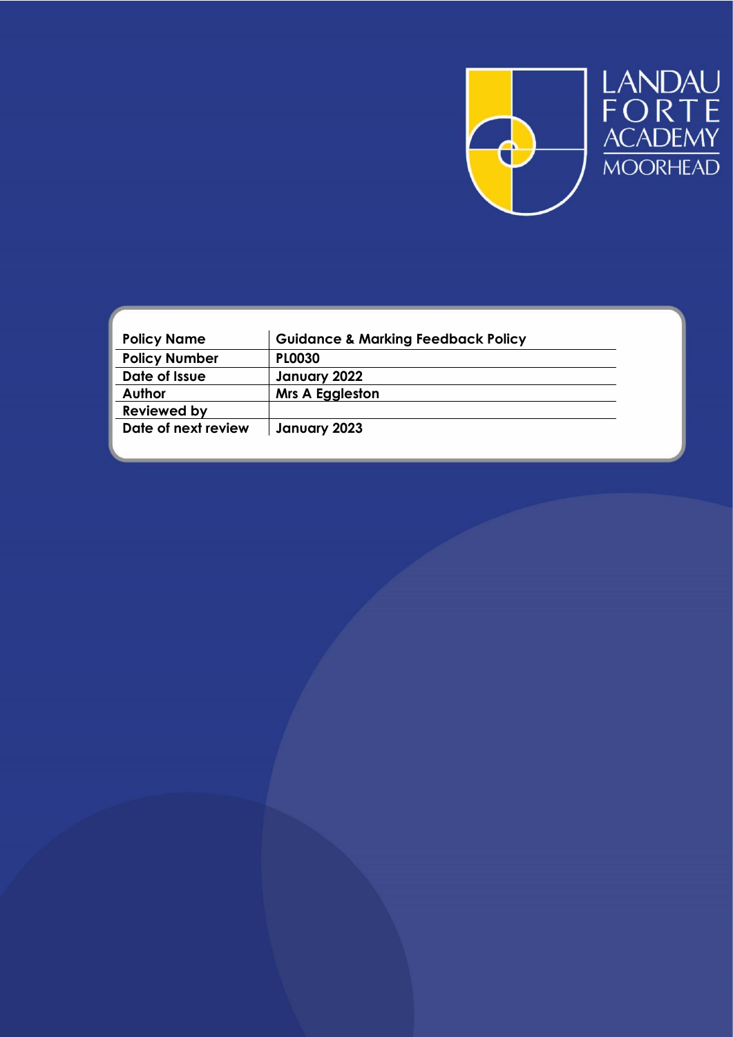LANDAU FORTE ACADEMY MOORHEAD

| Policy Name | Guidance & Marking Feedback Policy |
|---|---|
| Policy Number | PL0030 |
| Date of Issue | January 2022 |
| Author | Mrs A Eggleston |
| Reviewed by | |
| Date of next review | January 2023 |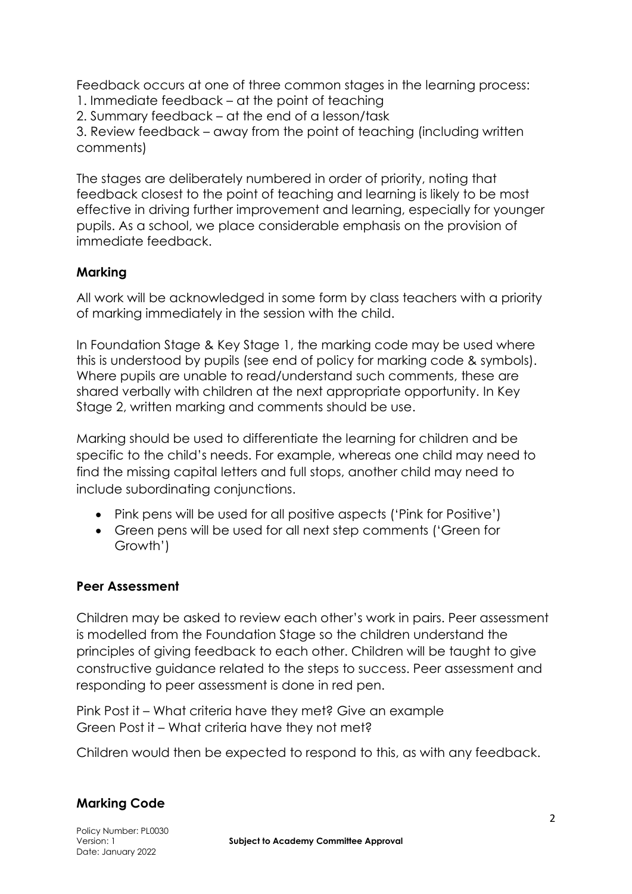Feedback occurs at one of three common stages in the learning process:
1. Immediate feedback – at the point of teaching
2. Summary feedback – at the end of a lesson/task
3. Review feedback – away from the point of teaching (including written comments)

The stages are deliberately numbered in order of priority, noting that feedback closest to the point of teaching and learning is likely to be most effective in driving further improvement and learning, especially for younger pupils. As a school, we place considerable emphasis on the provision of immediate feedback.

### Marking

All work will be acknowledged in some form by class teachers with a priority of marking immediately in the session with the child.

In Foundation Stage & Key Stage 1, the marking code may be used where this is understood by pupils (see end of policy for marking code & symbols). Where pupils are unable to read/understand such comments, these are shared verbally with children at the next appropriate opportunity. In Key Stage 2, written marking and comments should be use.

Marking should be used to differentiate the learning for children and be specific to the child's needs. For example, whereas one child may need to find the missing capital letters and full stops, another child may need to include subordinating conjunctions.

- Pink pens will be used for all positive aspects ('Pink for Positive')
- Green pens will be used for all next step comments ('Green for Growth')

### Peer Assessment

Children may be asked to review each other's work in pairs. Peer assessment is modelled from the Foundation Stage so the children understand the principles of giving feedback to each other. Children will be taught to give constructive guidance related to the steps to success. Peer assessment and responding to peer assessment is done in red pen.

Pink Post it – What criteria have they met? Give an example
Green Post it – What criteria have they not met?

Children would then be expected to respond to this, as with any feedback.

### Marking Code

Policy Number: PL0030
Version: 1
Date: January 2022

**Subject to Academy Committee Approval**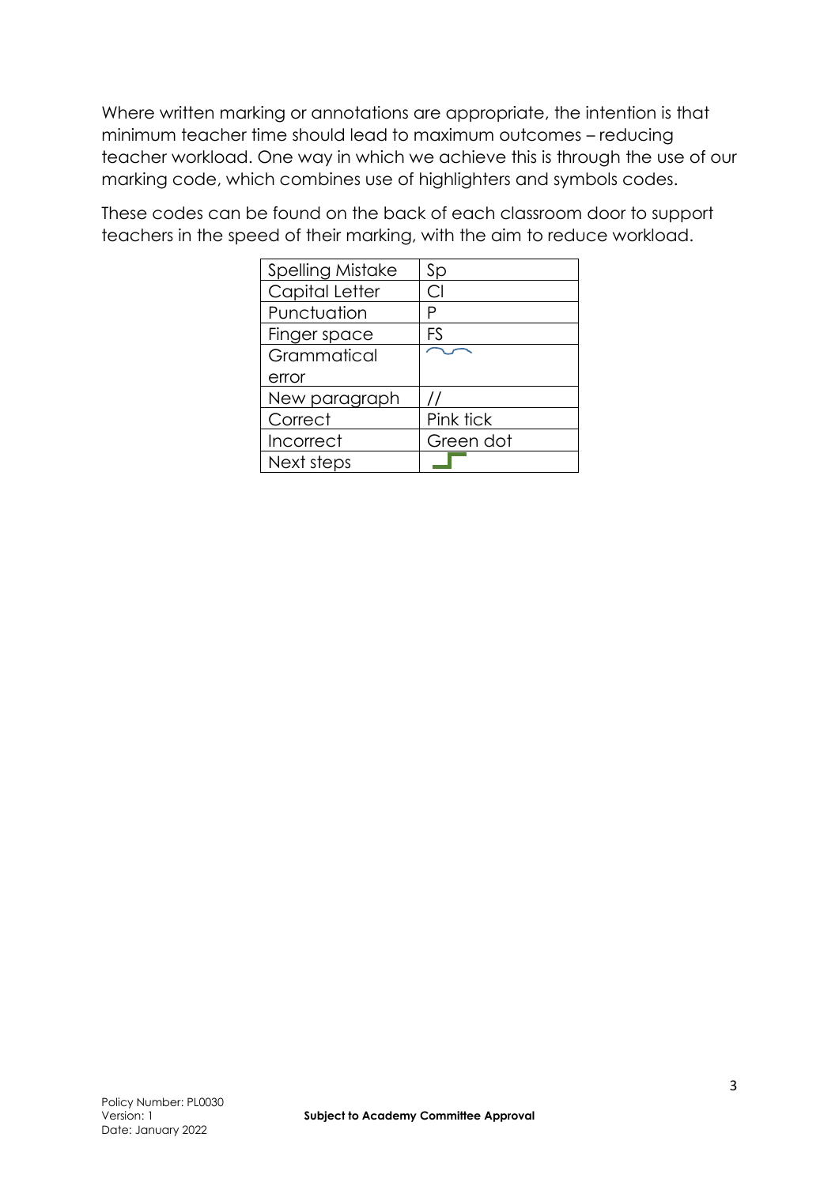Where written marking or annotations are appropriate, the intention is that minimum teacher time should lead to maximum outcomes – reducing teacher workload. One way in which we achieve this is through the use of our marking code, which combines use of highlighters and symbols codes.

These codes can be found on the back of each classroom door to support teachers in the speed of their marking, with the aim to reduce workload.

| Spelling Mistake | Sp |
|---|---|
| Capital Letter | Cl |
| Punctuation | P |
| Finger space | FS |
| Grammatical error | |
| New paragraph | // |
| Correct | Pink tick |
| Incorrect | Green dot |
| Next steps | |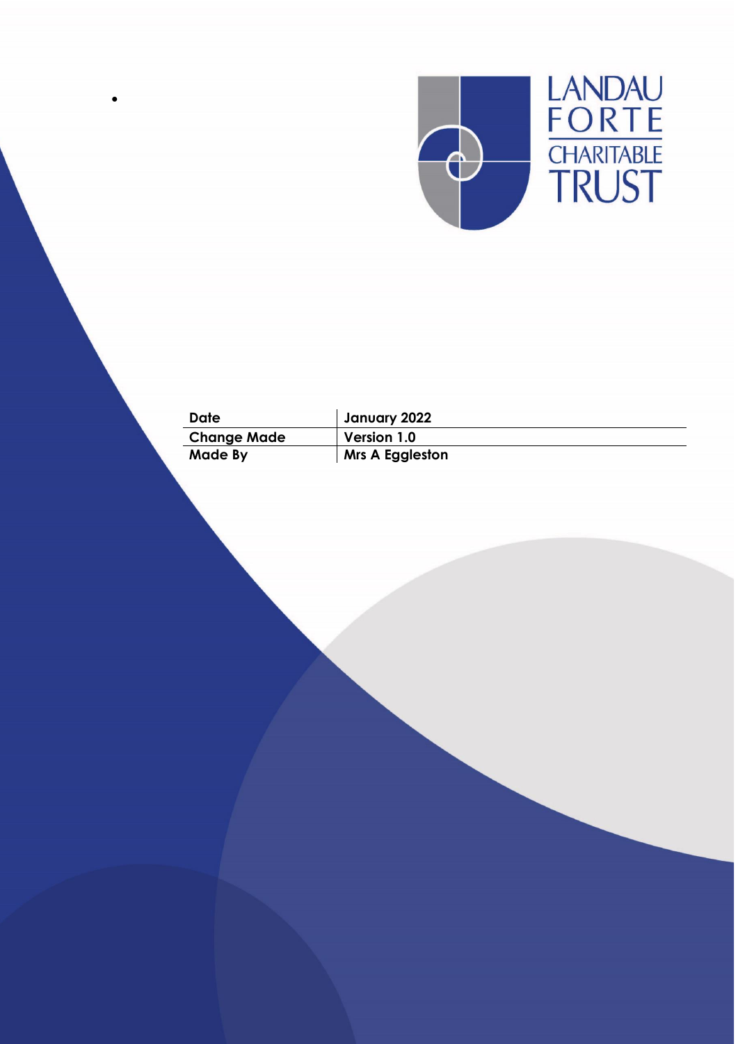LANDAU FORTE CHARITABLE TRUST

| | |
|---|---|
| **Date** | **January 2022** |
| **Change Made** | **Version 1.0** |
| **Made By** | **Mrs A Eggleston** |